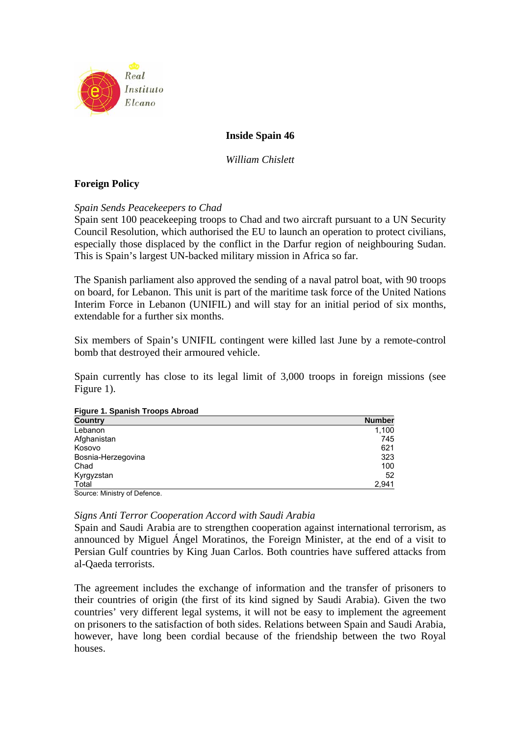# Inside Spain 46

*William Chislett*

## Foreign Policy

*Spain Sends Peacekeepers to Chad*

Spain sent 100 peacekeeping troops to Chad and two aircraft pursuant to a UN Security Council Resolution, which authorised the EU to launch an operation to protect civilians, especially those displaced by the conflict in the Darfur region of neighbouring Sudan. This is Spain's largest UN-backed military mission in Africa so far.

The Spanish parliament also approved the sending of a naval patrol boat, with 90 troops on board, for Lebanon. This unit is part of the maritime task force of the United Nations Interim Force in Lebanon (UNIFIL) and will stay for an initial period of six months, extendable for a further six months.

Six members of Spain's UNIFIL contingent were killed last June by a remote-control bomb that destroyed their armoured vehicle.

Spain currently has close to its legal limit of 3,000 troops in foreign missions (see Figure 1).

**Figure 1. Spanish Troops Abroad**

| Country | Number |
|---|---:|
| Lebanon | 1,100 |
| Afghanistan | 745 |
| Kosovo | 621 |
| Bosnia-Herzegovina | 323 |
| Chad | 100 |
| Kyrgyzstan | 52 |
| Total | 2,941 |

Source: Ministry of Defence.

*Signs Anti Terror Cooperation Accord with Saudi Arabia*

Spain and Saudi Arabia are to strengthen cooperation against international terrorism, as announced by Miguel Ángel Moratinos, the Foreign Minister, at the end of a visit to Persian Gulf countries by King Juan Carlos. Both countries have suffered attacks from al-Qaeda terrorists.

The agreement includes the exchange of information and the transfer of prisoners to their countries of origin (the first of its kind signed by Saudi Arabia). Given the two countries' very different legal systems, it will not be easy to implement the agreement on prisoners to the satisfaction of both sides. Relations between Spain and Saudi Arabia, however, have long been cordial because of the friendship between the two Royal houses.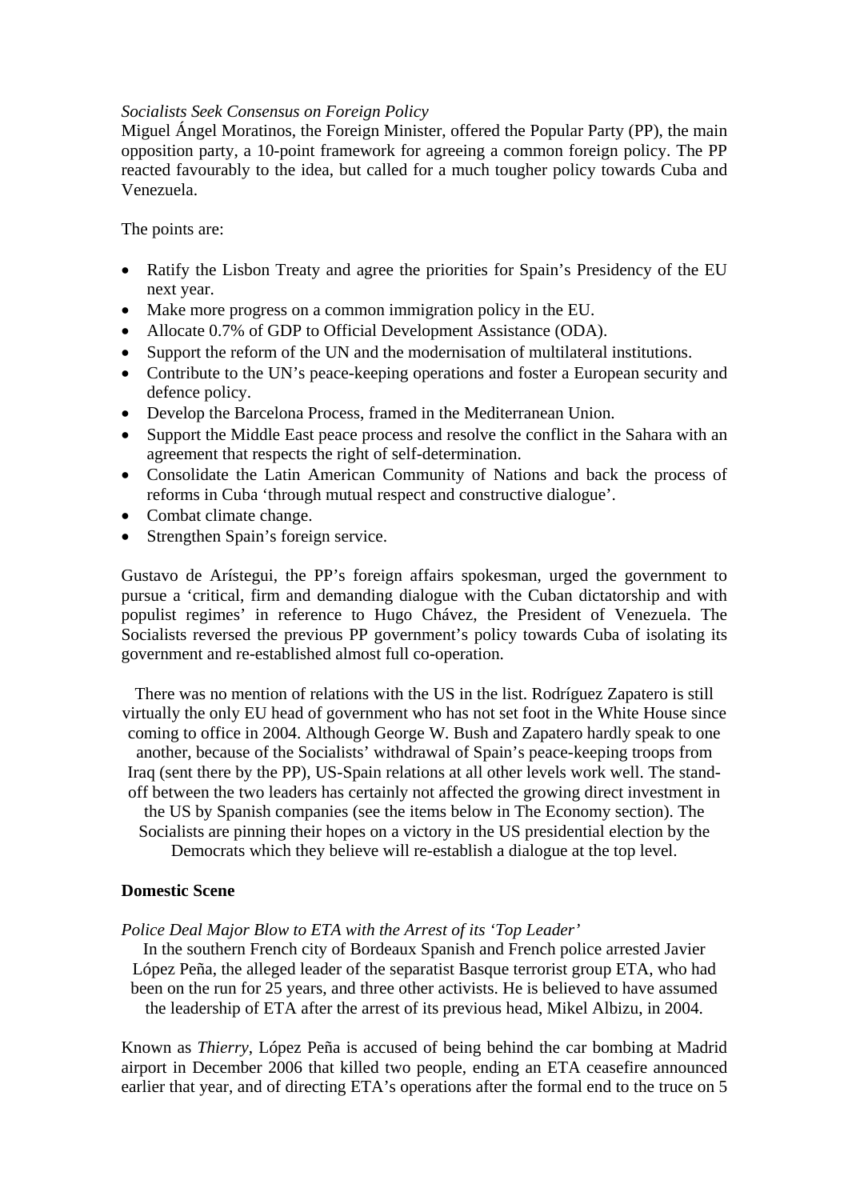*Socialists Seek Consensus on Foreign Policy*

Miguel Ángel Moratinos, the Foreign Minister, offered the Popular Party (PP), the main opposition party, a 10-point framework for agreeing a common foreign policy. The PP reacted favourably to the idea, but called for a much tougher policy towards Cuba and Venezuela.

The points are:

- Ratify the Lisbon Treaty and agree the priorities for Spain's Presidency of the EU next year.
- Make more progress on a common immigration policy in the EU.
- Allocate 0.7% of GDP to Official Development Assistance (ODA).
- Support the reform of the UN and the modernisation of multilateral institutions.
- Contribute to the UN's peace-keeping operations and foster a European security and defence policy.
- Develop the Barcelona Process, framed in the Mediterranean Union.
- Support the Middle East peace process and resolve the conflict in the Sahara with an agreement that respects the right of self-determination.
- Consolidate the Latin American Community of Nations and back the process of reforms in Cuba 'through mutual respect and constructive dialogue'.
- Combat climate change.
- Strengthen Spain's foreign service.

Gustavo de Arístegui, the PP's foreign affairs spokesman, urged the government to pursue a 'critical, firm and demanding dialogue with the Cuban dictatorship and with populist regimes' in reference to Hugo Chávez, the President of Venezuela. The Socialists reversed the previous PP government's policy towards Cuba of isolating its government and re-established almost full co-operation.

There was no mention of relations with the US in the list. Rodríguez Zapatero is still virtually the only EU head of government who has not set foot in the White House since coming to office in 2004. Although George W. Bush and Zapatero hardly speak to one another, because of the Socialists' withdrawal of Spain's peace-keeping troops from Iraq (sent there by the PP), US-Spain relations at all other levels work well. The stand-off between the two leaders has certainly not affected the growing direct investment in the US by Spanish companies (see the items below in The Economy section). The Socialists are pinning their hopes on a victory in the US presidential election by the Democrats which they believe will re-establish a dialogue at the top level.

**Domestic Scene**

*Police Deal Major Blow to ETA with the Arrest of its 'Top Leader'*

In the southern French city of Bordeaux Spanish and French police arrested Javier López Peña, the alleged leader of the separatist Basque terrorist group ETA, who had been on the run for 25 years, and three other activists. He is believed to have assumed the leadership of ETA after the arrest of its previous head, Mikel Albizu, in 2004.

Known as *Thierry*, López Peña is accused of being behind the car bombing at Madrid airport in December 2006 that killed two people, ending an ETA ceasefire announced earlier that year, and of directing ETA's operations after the formal end to the truce on 5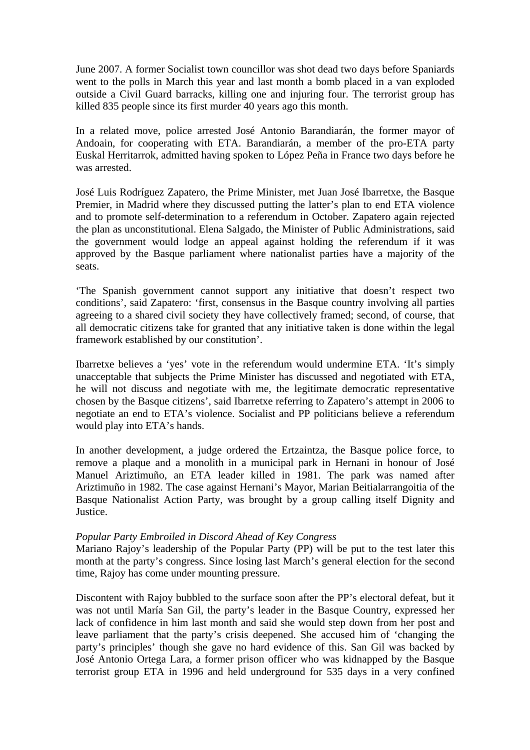June 2007. A former Socialist town councillor was shot dead two days before Spaniards went to the polls in March this year and last month a bomb placed in a van exploded outside a Civil Guard barracks, killing one and injuring four. The terrorist group has killed 835 people since its first murder 40 years ago this month.

In a related move, police arrested José Antonio Barandiarán, the former mayor of Andoain, for cooperating with ETA. Barandiarán, a member of the pro-ETA party Euskal Herritarrok, admitted having spoken to López Peña in France two days before he was arrested.

José Luis Rodríguez Zapatero, the Prime Minister, met Juan José Ibarretxe, the Basque Premier, in Madrid where they discussed putting the latter's plan to end ETA violence and to promote self-determination to a referendum in October. Zapatero again rejected the plan as unconstitutional. Elena Salgado, the Minister of Public Administrations, said the government would lodge an appeal against holding the referendum if it was approved by the Basque parliament where nationalist parties have a majority of the seats.

'The Spanish government cannot support any initiative that doesn't respect two conditions', said Zapatero: 'first, consensus in the Basque country involving all parties agreeing to a shared civil society they have collectively framed; second, of course, that all democratic citizens take for granted that any initiative taken is done within the legal framework established by our constitution'.

Ibarretxe believes a 'yes' vote in the referendum would undermine ETA. 'It's simply unacceptable that subjects the Prime Minister has discussed and negotiated with ETA, he will not discuss and negotiate with me, the legitimate democratic representative chosen by the Basque citizens', said Ibarretxe referring to Zapatero's attempt in 2006 to negotiate an end to ETA's violence. Socialist and PP politicians believe a referendum would play into ETA's hands.

In another development, a judge ordered the Ertzaintza, the Basque police force, to remove a plaque and a monolith in a municipal park in Hernani in honour of José Manuel Ariztimuño, an ETA leader killed in 1981. The park was named after Ariztimuño in 1982. The case against Hernani's Mayor, Marian Beitialarrangoitia of the Basque Nationalist Action Party, was brought by a group calling itself Dignity and Justice.

*Popular Party Embroiled in Discord Ahead of Key Congress*

Mariano Rajoy's leadership of the Popular Party (PP) will be put to the test later this month at the party's congress. Since losing last March's general election for the second time, Rajoy has come under mounting pressure.

Discontent with Rajoy bubbled to the surface soon after the PP's electoral defeat, but it was not until María San Gil, the party's leader in the Basque Country, expressed her lack of confidence in him last month and said she would step down from her post and leave parliament that the party's crisis deepened. She accused him of 'changing the party's principles' though she gave no hard evidence of this. San Gil was backed by José Antonio Ortega Lara, a former prison officer who was kidnapped by the Basque terrorist group ETA in 1996 and held underground for 535 days in a very confined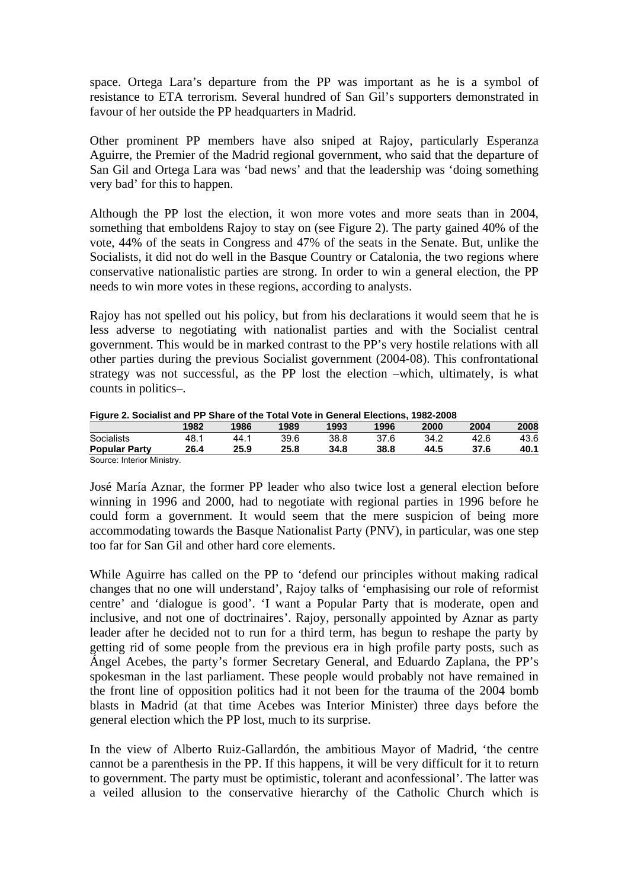space. Ortega Lara's departure from the PP was important as he is a symbol of resistance to ETA terrorism. Several hundred of San Gil's supporters demonstrated in favour of her outside the PP headquarters in Madrid.

Other prominent PP members have also sniped at Rajoy, particularly Esperanza Aguirre, the Premier of the Madrid regional government, who said that the departure of San Gil and Ortega Lara was 'bad news' and that the leadership was 'doing something very bad' for this to happen.

Although the PP lost the election, it won more votes and more seats than in 2004, something that emboldens Rajoy to stay on (see Figure 2). The party gained 40% of the vote, 44% of the seats in Congress and 47% of the seats in the Senate. But, unlike the Socialists, it did not do well in the Basque Country or Catalonia, the two regions where conservative nationalistic parties are strong. In order to win a general election, the PP needs to win more votes in these regions, according to analysts.

Rajoy has not spelled out his policy, but from his declarations it would seem that he is less adverse to negotiating with nationalist parties and with the Socialist central government. This would be in marked contrast to the PP's very hostile relations with all other parties during the previous Socialist government (2004-08). This confrontational strategy was not successful, as the PP lost the election –which, ultimately, is what counts in politics–.

**Figure 2. Socialist and PP Share of the Total Vote in General Elections, 1982-2008**

| | 1982 | 1986 | 1989 | 1993 | 1996 | 2000 | 2004 | 2008 |
|---|---|---|---|---|---|---|---|---|
| Socialists | 48.1 | 44.1 | 39.6 | 38.8 | 37.6 | 34.2 | 42.6 | 43.6 |
| **Popular Party** | **26.4** | **25.9** | **25.8** | **34.8** | **38.8** | **44.5** | **37.6** | **40.1** |

Source: Interior Ministry.

José María Aznar, the former PP leader who also twice lost a general election before winning in 1996 and 2000, had to negotiate with regional parties in 1996 before he could form a government. It would seem that the mere suspicion of being more accommodating towards the Basque Nationalist Party (PNV), in particular, was one step too far for San Gil and other hard core elements.

While Aguirre has called on the PP to 'defend our principles without making radical changes that no one will understand', Rajoy talks of 'emphasising our role of reformist centre' and 'dialogue is good'. 'I want a Popular Party that is moderate, open and inclusive, and not one of doctrinaires'. Rajoy, personally appointed by Aznar as party leader after he decided not to run for a third term, has begun to reshape the party by getting rid of some people from the previous era in high profile party posts, such as Ángel Acebes, the party's former Secretary General, and Eduardo Zaplana, the PP's spokesman in the last parliament. These people would probably not have remained in the front line of opposition politics had it not been for the trauma of the 2004 bomb blasts in Madrid (at that time Acebes was Interior Minister) three days before the general election which the PP lost, much to its surprise.

In the view of Alberto Ruiz-Gallardón, the ambitious Mayor of Madrid, 'the centre cannot be a parenthesis in the PP. If this happens, it will be very difficult for it to return to government. The party must be optimistic, tolerant and aconfessional'. The latter was a veiled allusion to the conservative hierarchy of the Catholic Church which is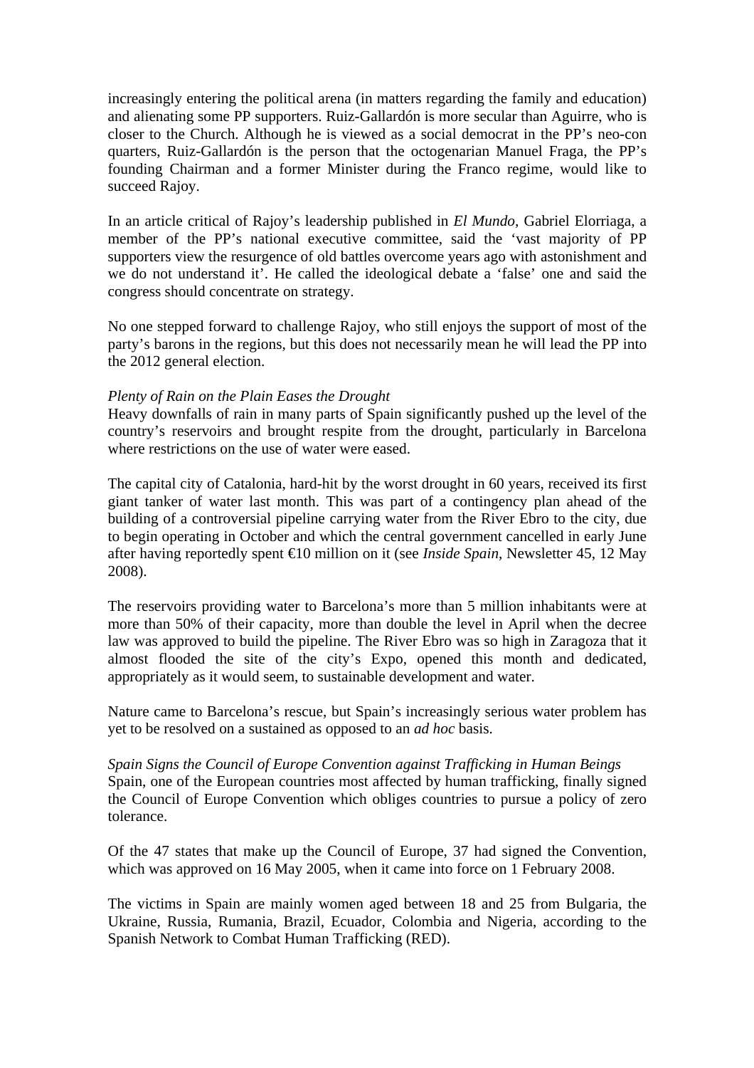increasingly entering the political arena (in matters regarding the family and education) and alienating some PP supporters. Ruiz-Gallardón is more secular than Aguirre, who is closer to the Church. Although he is viewed as a social democrat in the PP's neo-con quarters, Ruiz-Gallardón is the person that the octogenarian Manuel Fraga, the PP's founding Chairman and a former Minister during the Franco regime, would like to succeed Rajoy.

In an article critical of Rajoy's leadership published in *El Mundo*, Gabriel Elorriaga, a member of the PP's national executive committee, said the 'vast majority of PP supporters view the resurgence of old battles overcome years ago with astonishment and we do not understand it'. He called the ideological debate a 'false' one and said the congress should concentrate on strategy.

No one stepped forward to challenge Rajoy, who still enjoys the support of most of the party's barons in the regions, but this does not necessarily mean he will lead the PP into the 2012 general election.

*Plenty of Rain on the Plain Eases the Drought*

Heavy downfalls of rain in many parts of Spain significantly pushed up the level of the country's reservoirs and brought respite from the drought, particularly in Barcelona where restrictions on the use of water were eased.

The capital city of Catalonia, hard-hit by the worst drought in 60 years, received its first giant tanker of water last month. This was part of a contingency plan ahead of the building of a controversial pipeline carrying water from the River Ebro to the city, due to begin operating in October and which the central government cancelled in early June after having reportedly spent €10 million on it (see *Inside Spain*, Newsletter 45, 12 May 2008).

The reservoirs providing water to Barcelona's more than 5 million inhabitants were at more than 50% of their capacity, more than double the level in April when the decree law was approved to build the pipeline. The River Ebro was so high in Zaragoza that it almost flooded the site of the city's Expo, opened this month and dedicated, appropriately as it would seem, to sustainable development and water.

Nature came to Barcelona's rescue, but Spain's increasingly serious water problem has yet to be resolved on a sustained as opposed to an *ad hoc* basis.

*Spain Signs the Council of Europe Convention against Trafficking in Human Beings*

Spain, one of the European countries most affected by human trafficking, finally signed the Council of Europe Convention which obliges countries to pursue a policy of zero tolerance.

Of the 47 states that make up the Council of Europe, 37 had signed the Convention, which was approved on 16 May 2005, when it came into force on 1 February 2008.

The victims in Spain are mainly women aged between 18 and 25 from Bulgaria, the Ukraine, Russia, Rumania, Brazil, Ecuador, Colombia and Nigeria, according to the Spanish Network to Combat Human Trafficking (RED).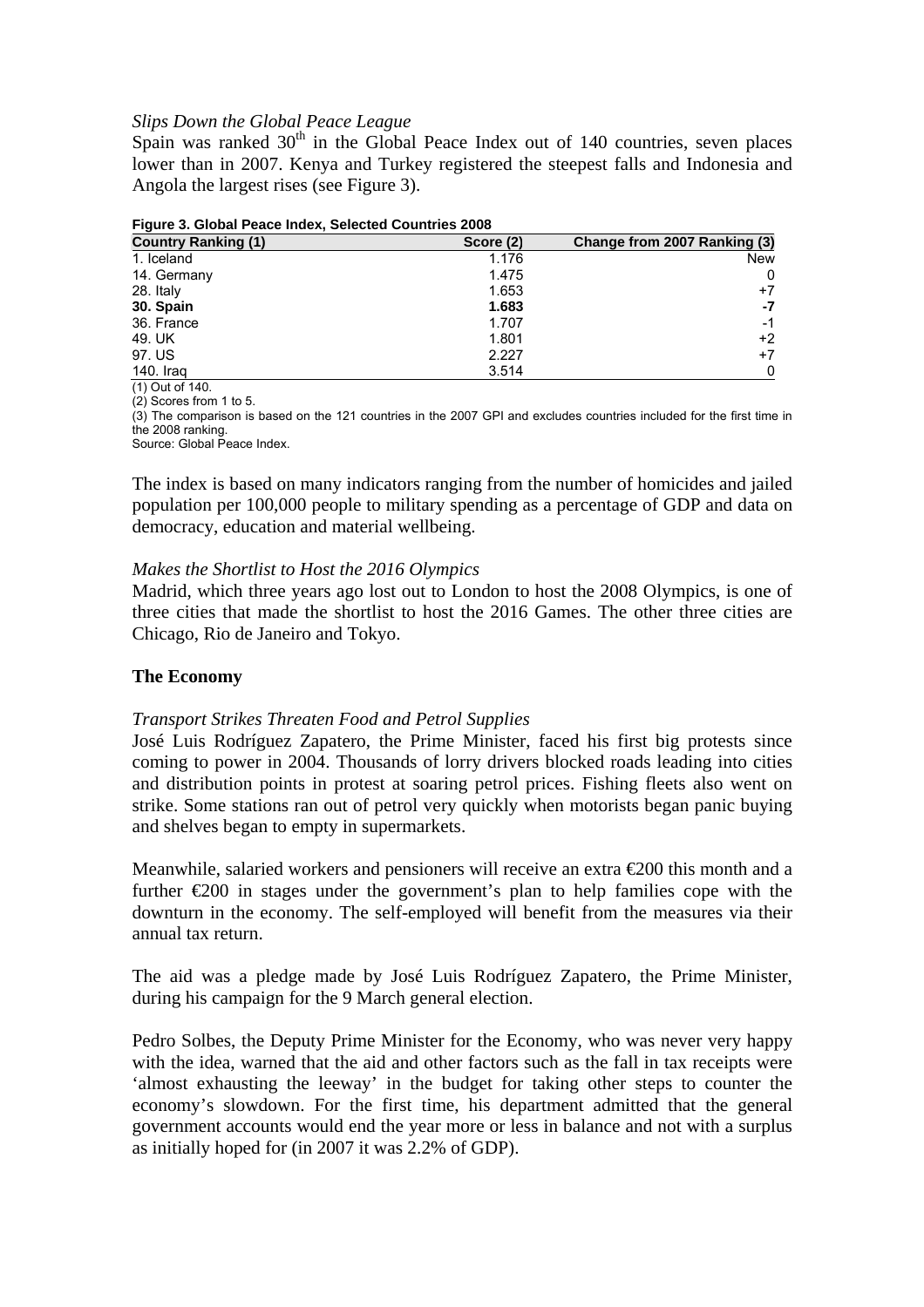*Slips Down the Global Peace League*

Spain was ranked 30th in the Global Peace Index out of 140 countries, seven places lower than in 2007. Kenya and Turkey registered the steepest falls and Indonesia and Angola the largest rises (see Figure 3).

**Figure 3. Global Peace Index, Selected Countries 2008**

| Country Ranking (1) | Score (2) | Change from 2007 Ranking (3) |
|---|---|---|
| 1. Iceland | 1.176 | New |
| 14. Germany | 1.475 | 0 |
| 28. Italy | 1.653 | +7 |
| **30. Spain** | **1.683** | **-7** |
| 36. France | 1.707 | -1 |
| 49. UK | 1.801 | +2 |
| 97. US | 2.227 | +7 |
| 140. Iraq | 3.514 | 0 |

(1) Out of 140.
(2) Scores from 1 to 5.
(3) The comparison is based on the 121 countries in the 2007 GPI and excludes countries included for the first time in the 2008 ranking.
Source: Global Peace Index.

The index is based on many indicators ranging from the number of homicides and jailed population per 100,000 people to military spending as a percentage of GDP and data on democracy, education and material wellbeing.

*Makes the Shortlist to Host the 2016 Olympics*

Madrid, which three years ago lost out to London to host the 2008 Olympics, is one of three cities that made the shortlist to host the 2016 Games. The other three cities are Chicago, Rio de Janeiro and Tokyo.

## The Economy

*Transport Strikes Threaten Food and Petrol Supplies*

José Luis Rodríguez Zapatero, the Prime Minister, faced his first big protests since coming to power in 2004. Thousands of lorry drivers blocked roads leading into cities and distribution points in protest at soaring petrol prices. Fishing fleets also went on strike. Some stations ran out of petrol very quickly when motorists began panic buying and shelves began to empty in supermarkets.

Meanwhile, salaried workers and pensioners will receive an extra €200 this month and a further €200 in stages under the government's plan to help families cope with the downturn in the economy. The self-employed will benefit from the measures via their annual tax return.

The aid was a pledge made by José Luis Rodríguez Zapatero, the Prime Minister, during his campaign for the 9 March general election.

Pedro Solbes, the Deputy Prime Minister for the Economy, who was never very happy with the idea, warned that the aid and other factors such as the fall in tax receipts were 'almost exhausting the leeway' in the budget for taking other steps to counter the economy's slowdown. For the first time, his department admitted that the general government accounts would end the year more or less in balance and not with a surplus as initially hoped for (in 2007 it was 2.2% of GDP).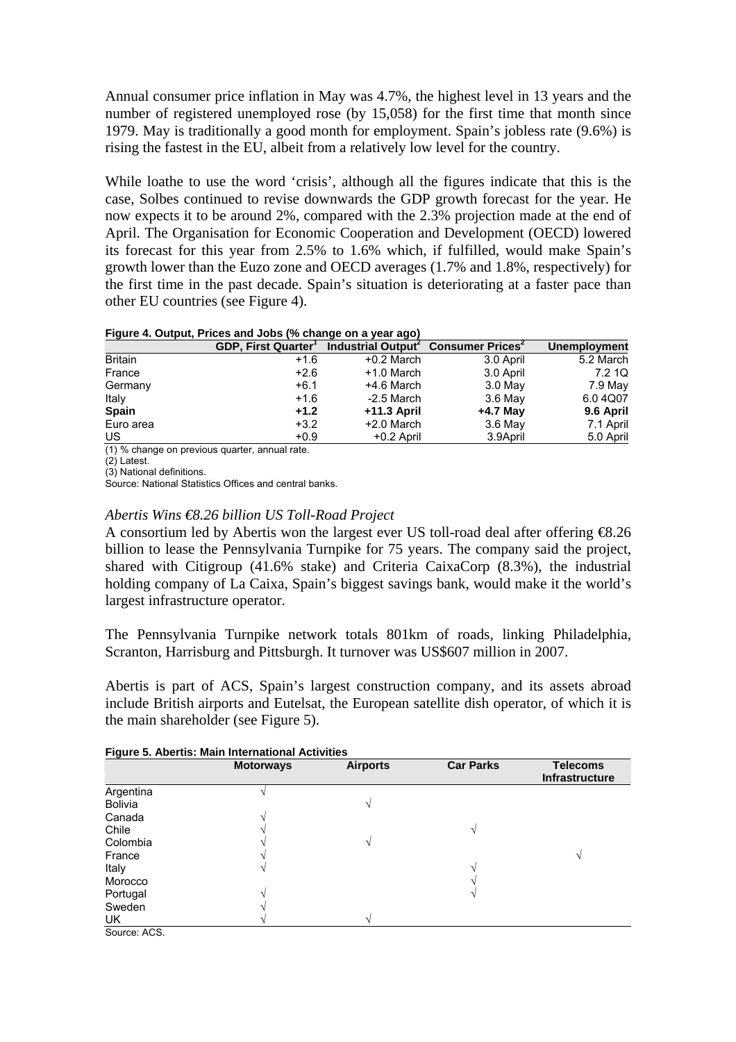Annual consumer price inflation in May was 4.7%, the highest level in 13 years and the number of registered unemployed rose (by 15,058) for the first time that month since 1979. May is traditionally a good month for employment. Spain's jobless rate (9.6%) is rising the fastest in the EU, albeit from a relatively low level for the country.

While loathe to use the word 'crisis', although all the figures indicate that this is the case, Solbes continued to revise downwards the GDP growth forecast for the year. He now expects it to be around 2%, compared with the 2.3% projection made at the end of April. The Organisation for Economic Cooperation and Development (OECD) lowered its forecast for this year from 2.5% to 1.6% which, if fulfilled, would make Spain's growth lower than the Euzo zone and OECD averages (1.7% and 1.8%, respectively) for the first time in the past decade. Spain's situation is deteriorating at a faster pace than other EU countries (see Figure 4).

**Figure 4. Output, Prices and Jobs (% change on a year ago)**

| | GDP, First Quarter[1] | Industrial Output[2] | Consumer Prices[2] | Unemployment |
|---|---|---|---|---|
| Britain | +1.6 | +0.2 March | 3.0 April | 5.2 March |
| France | +2.6 | +1.0 March | 3.0 April | 7.2 1Q |
| Germany | +6.1 | +4.6 March | 3.0 May | 7.9 May |
| Italy | +1.6 | -2.5 March | 3.6 May | 6.0 4Q07 |
| **Spain** | **+1.2** | **+11.3 April** | **+4.7 May** | **9.6 April** |
| Euro area | +3.2 | +2.0 March | 3.6 May | 7.1 April |
| US | +0.9 | +0.2 April | 3.9April | 5.0 April |

(1) % change on previous quarter, annual rate.
(2) Latest.
(3) National definitions.
Source: National Statistics Offices and central banks.

*Abertis Wins €8.26 billion US Toll-Road Project*

A consortium led by Abertis won the largest ever US toll-road deal after offering €8.26 billion to lease the Pennsylvania Turnpike for 75 years. The company said the project, shared with Citigroup (41.6% stake) and Criteria CaixaCorp (8.3%), the industrial holding company of La Caixa, Spain's biggest savings bank, would make it the world's largest infrastructure operator.

The Pennsylvania Turnpike network totals 801km of roads, linking Philadelphia, Scranton, Harrisburg and Pittsburgh. It turnover was US$607 million in 2007.

Abertis is part of ACS, Spain's largest construction company, and its assets abroad include British airports and Eutelsat, the European satellite dish operator, of which it is the main shareholder (see Figure 5).

**Figure 5. Abertis: Main International Activities**

| | Motorways | Airports | Car Parks | Telecoms Infrastructure |
|---|---|---|---|---|
| Argentina | √ | | | |
| Bolivia | | √ | | |
| Canada | √ | | | |
| Chile | √ | | √ | |
| Colombia | √ | √ | | |
| France | √ | | | √ |
| Italy | √ | | √ | |
| Morocco | | | √ | |
| Portugal | √ | | √ | |
| Sweden | √ | | | |
| UK | √ | √ | | |

Source: ACS.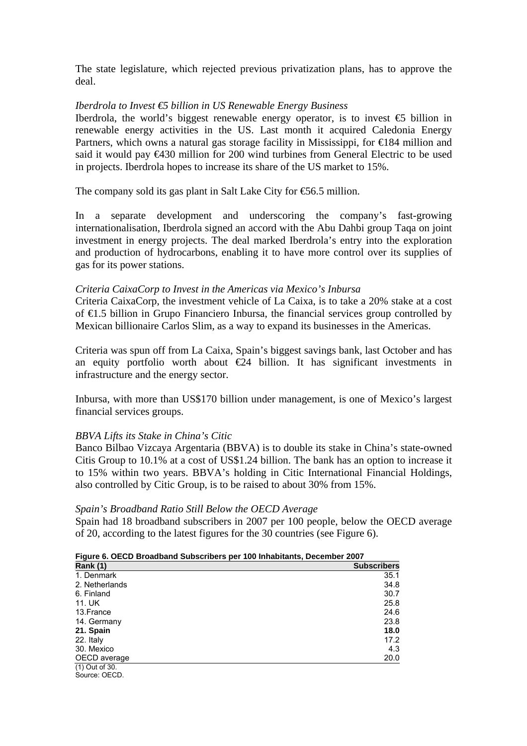The state legislature, which rejected previous privatization plans, has to approve the deal.

*Iberdrola to Invest €5 billion in US Renewable Energy Business*

Iberdrola, the world's biggest renewable energy operator, is to invest €5 billion in renewable energy activities in the US. Last month it acquired Caledonia Energy Partners, which owns a natural gas storage facility in Mississippi, for €184 million and said it would pay €430 million for 200 wind turbines from General Electric to be used in projects. Iberdrola hopes to increase its share of the US market to 15%.

The company sold its gas plant in Salt Lake City for €56.5 million.

In a separate development and underscoring the company's fast-growing internationalisation, Iberdrola signed an accord with the Abu Dahbi group Taqa on joint investment in energy projects. The deal marked Iberdrola's entry into the exploration and production of hydrocarbons, enabling it to have more control over its supplies of gas for its power stations.

*Criteria CaixaCorp to Invest in the Americas via Mexico's Inbursa*

Criteria CaixaCorp, the investment vehicle of La Caixa, is to take a 20% stake at a cost of €1.5 billion in Grupo Financiero Inbursa, the financial services group controlled by Mexican billionaire Carlos Slim, as a way to expand its businesses in the Americas.

Criteria was spun off from La Caixa, Spain's biggest savings bank, last October and has an equity portfolio worth about €24 billion. It has significant investments in infrastructure and the energy sector.

Inbursa, with more than US$170 billion under management, is one of Mexico's largest financial services groups.

*BBVA Lifts its Stake in China's Citic*

Banco Bilbao Vizcaya Argentaria (BBVA) is to double its stake in China's state-owned Citis Group to 10.1% at a cost of US$1.24 billion. The bank has an option to increase it to 15% within two years. BBVA's holding in Citic International Financial Holdings, also controlled by Citic Group, is to be raised to about 30% from 15%.

*Spain's Broadband Ratio Still Below the OECD Average*

Spain had 18 broadband subscribers in 2007 per 100 people, below the OECD average of 20, according to the latest figures for the 30 countries (see Figure 6).

**Figure 6. OECD Broadband Subscribers per 100 Inhabitants, December 2007**

| Rank (1) | Subscribers |
|---|---|
| 1. Denmark | 35.1 |
| 2. Netherlands | 34.8 |
| 6. Finland | 30.7 |
| 11. UK | 25.8 |
| 13.France | 24.6 |
| 14. Germany | 23.8 |
| **21. Spain** | **18.0** |
| 22. Italy | 17.2 |
| 30. Mexico | 4.3 |
| OECD average | 20.0 |

(1) Out of 30.
Source: OECD.